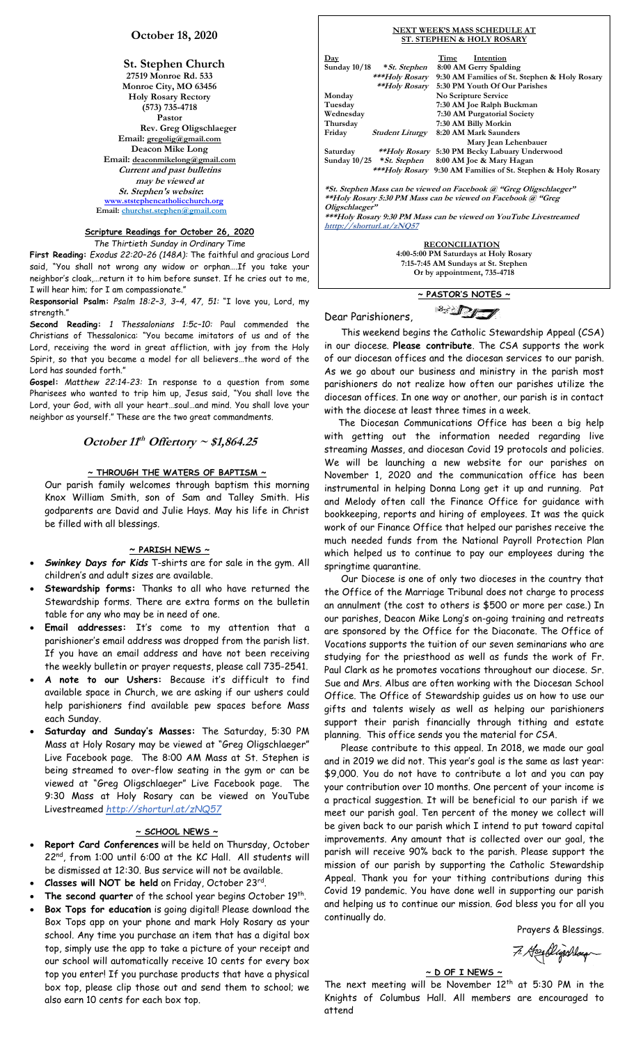## October 18, 2020

### St. Stephen Church

27519 Monroe Rd. 533
Monroe City, MO 63456
Holy Rosary Rectory
(573) 735-4718
**Pastor**
Rev. Greg Oligschlaeger
Email: gregolig@gmail.com
Deacon Mike Long
Email: deaconmikelong@gmail.com
*Current and past bulletins may be viewed at St. Stephen's website:*
www.ststephencatholicchurch.org
Email: churchst.stephen@gmail.com

#### Scripture Readings for October 26, 2020

*The Thirtieth Sunday in Ordinary Time*

**First Reading:** *Exodus 22:20–26 (148A):* The faithful and gracious Lord said, "You shall not wrong any widow or orphan….If you take your neighbor's cloak,…return it to him before sunset. If he cries out to me, I will hear him; for I am compassionate."

**Responsorial Psalm:** *Psalm 18:2–3, 3–4, 47, 51:* "I love you, Lord, my strength."

**Second Reading:** *1 Thessalonians 1:5c–10:* Paul commended the Christians of Thessalonica: "You became imitators of us and of the Lord, receiving the word in great affliction, with joy from the Holy Spirit, so that you became a model for all believers…the word of the Lord has sounded forth."

**Gospel:** *Matthew 22:14-23:* In response to a question from some Pharisees who wanted to trip him up, Jesus said, "You shall love the Lord, your God, with all your heart…soul…and mind. You shall love your neighbor as yourself." These are the two great commandments.

### *October 11th Offertory ~ $1,864.25*

#### ~ THROUGH THE WATERS OF BAPTISM ~

Our parish family welcomes through baptism this morning Knox William Smith, son of Sam and Talley Smith. His godparents are David and Julie Hays. May his life in Christ be filled with all blessings.

#### ~ PARISH NEWS ~

- ***Swinkey Days for Kids*** T-shirts are for sale in the gym. All children's and adult sizes are available.
- **Stewardship forms:** Thanks to all who have returned the Stewardship forms. There are extra forms on the bulletin table for any who may be in need of one.
- **Email addresses:** It's come to my attention that a parishioner's email address was dropped from the parish list. If you have an email address and have not been receiving the weekly bulletin or prayer requests, please call 735-2541.
- **A note to our Ushers:** Because it's difficult to find available space in Church, we are asking if our ushers could help parishioners find available pew spaces before Mass each Sunday.
- **Saturday and Sunday's Masses:** The Saturday, 5:30 PM Mass at Holy Rosary may be viewed at "Greg Oligschlaeger" Live Facebook page. The 8:00 AM Mass at St. Stephen is being streamed to over-flow seating in the gym or can be viewed at "Greg Oligschlaeger" Live Facebook page. The 9:30 Mass at Holy Rosary can be viewed on YouTube Livestreamed *http://shorturl.at/zNQ57*

#### ~ SCHOOL NEWS ~

- **Report Card Conferences** will be held on Thursday, October 22nd, from 1:00 until 6:00 at the KC Hall. All students will be dismissed at 12:30. Bus service will not be available.
- **Classes will NOT be held** on Friday, October 23rd.
- **The second quarter** of the school year begins October 19th.
- **Box Tops for education** is going digital! Please download the Box Tops app on your phone and mark Holy Rosary as your school. Any time you purchase an item that has a digital box top, simply use the app to take a picture of your receipt and our school will automatically receive 10 cents for every box top you enter! If you purchase products that have a physical box top, please clip those out and send them to school; we also earn 10 cents for each box top.

#### NEXT WEEK'S MASS SCHEDULE AT ST. STEPHEN & HOLY ROSARY

| Day | | Time | Intention |
|---|---|---|---|
| Sunday 10/18 | **St. Stephen* | 8:00 AM | Gerry Spalding |
| | ****Holy Rosary* | 9:30 AM | Families of St. Stephen & Holy Rosary |
| | ***Holy Rosary* | 5:30 PM | Youth Of Our Parishes |
| Monday | | | No Scripture Service |
| Tuesday | | 7:30 AM | Joe Ralph Buckman |
| Wednesday | | 7:30 AM | Purgatorial Society |
| Thursday | | 7:30 AM | Billy Morkin |
| Friday | *Student Liturgy* | 8:20 AM | Mark Saunders; Mary Jean Lehenbauer |
| Saturday | ***Holy Rosary* | 5:30 PM | Becky Labuary Underwood |
| Sunday 10/25 | **St. Stephen* | 8:00 AM | Joe & Mary Hagan |
| | ****Holy Rosary* | 9:30 AM | Families of St. Stephen & Holy Rosary |

**\*St. Stephen Mass can be viewed on Facebook @ "Greg Oligschlaeger"**
**\*\*Holy Rosary 5:30 PM Mass can be viewed on Facebook @ "Greg Oligschlaeger"**
**\*\*\*Holy Rosary 9:30 PM Mass can be viewed on YouTube Livestreamed http://shorturl.at/zNQ57**

**RECONCILIATION**
4:00-5:00 PM Saturdays at Holy Rosary
7:15-7:45 AM Sundays at St. Stephen
Or by appointment, 735-4718

#### ~ PASTOR'S NOTES ~

Dear Parishioners,

This weekend begins the Catholic Stewardship Appeal (CSA) in our diocese. **Please contribute**. The CSA supports the work of our diocesan offices and the diocesan services to our parish. As we go about our business and ministry in the parish most parishioners do not realize how often our parishes utilize the diocesan offices. In one way or another, our parish is in contact with the diocese at least three times in a week.

The Diocesan Communications Office has been a big help with getting out the information needed regarding live streaming Masses, and diocesan Covid 19 protocols and policies. We will be launching a new website for our parishes on November 1, 2020 and the communication office has been instrumental in helping Donna Long get it up and running. Pat and Melody often call the Finance Office for guidance with bookkeeping, reports and hiring of employees. It was the quick work of our Finance Office that helped our parishes receive the much needed funds from the National Payroll Protection Plan which helped us to continue to pay our employees during the springtime quarantine.

Our Diocese is one of only two dioceses in the country that the Office of the Marriage Tribunal does not charge to process an annulment (the cost to others is $500 or more per case.) In our parishes, Deacon Mike Long's on-going training and retreats are sponsored by the Office for the Diaconate. The Office of Vocations supports the tuition of our seven seminarians who are studying for the priesthood as well as funds the work of Fr. Paul Clark as he promotes vocations throughout our diocese. Sr. Sue and Mrs. Albus are often working with the Diocesan School Office. The Office of Stewardship guides us on how to use our gifts and talents wisely as well as helping our parishioners support their parish financially through tithing and estate planning. This office sends you the material for CSA.

Please contribute to this appeal. In 2018, we made our goal and in 2019 we did not. This year's goal is the same as last year: $9,000. You do not have to contribute a lot and you can pay your contribution over 10 months. One percent of your income is a practical suggestion. It will be beneficial to our parish if we meet our parish goal. Ten percent of the money we collect will be given back to our parish which I intend to put toward capital improvements. Any amount that is collected over our goal, the parish will receive 90% back to the parish. Please support the mission of our parish by supporting the Catholic Stewardship Appeal. Thank you for your tithing contributions during this Covid 19 pandemic. You have done well in supporting our parish and helping us to continue our mission. God bless you for all you continually do.

Prayers & Blessings.

Fr. Greg Oligschlaeger

#### ~ D OF I NEWS ~

The next meeting will be November 12th at 5:30 PM in the Knights of Columbus Hall. All members are encouraged to attend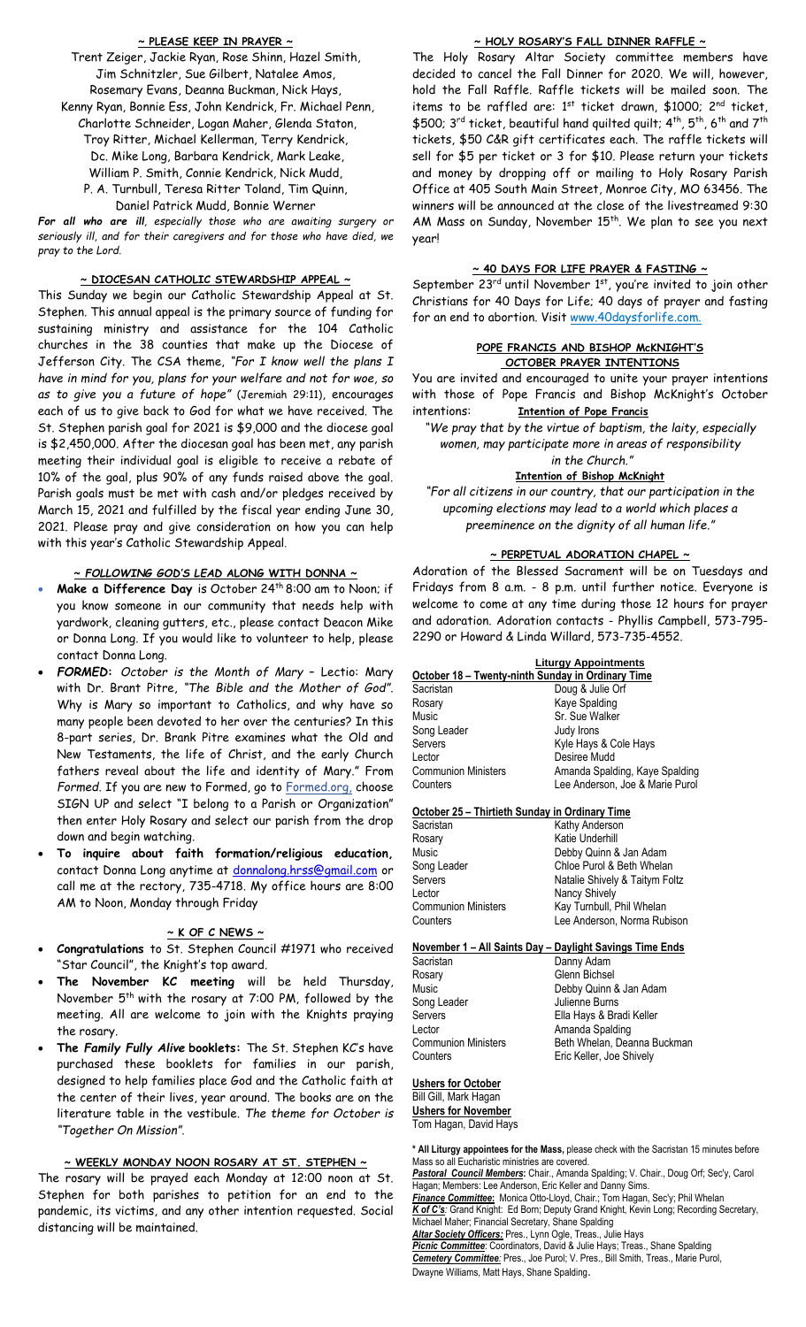## ~ PLEASE KEEP IN PRAYER ~

Trent Zeiger, Jackie Ryan, Rose Shinn, Hazel Smith, Jim Schnitzler, Sue Gilbert, Natalee Amos, Rosemary Evans, Deanna Buckman, Nick Hays, Kenny Ryan, Bonnie Ess, John Kendrick, Fr. Michael Penn, Charlotte Schneider, Logan Maher, Glenda Staton, Troy Ritter, Michael Kellerman, Terry Kendrick, Dc. Mike Long, Barbara Kendrick, Mark Leake, William P. Smith, Connie Kendrick, Nick Mudd, P. A. Turnbull, Teresa Ritter Toland, Tim Quinn, Daniel Patrick Mudd, Bonnie Werner

***For all who are ill**, especially those who are awaiting surgery or seriously ill, and for their caregivers and for those who have died, we pray to the Lord.*

## ~ DIOCESAN CATHOLIC STEWARDSHIP APPEAL ~

This Sunday we begin our Catholic Stewardship Appeal at St. Stephen. This annual appeal is the primary source of funding for sustaining ministry and assistance for the 104 Catholic churches in the 38 counties that make up the Diocese of Jefferson City. The CSA theme, *"For I know well the plans I have in mind for you, plans for your welfare and not for woe, so as to give you a future of hope"* (Jeremiah 29:11), encourages each of us to give back to God for what we have received. The St. Stephen parish goal for 2021 is $9,000 and the diocese goal is $2,450,000. After the diocesan goal has been met, any parish meeting their individual goal is eligible to receive a rebate of 10% of the goal, plus 90% of any funds raised above the goal. Parish goals must be met with cash and/or pledges received by March 15, 2021 and fulfilled by the fiscal year ending June 30, 2021. Please pray and give consideration on how you can help with this year's Catholic Stewardship Appeal.

## ~ FOLLOWING GOD'S LEAD ALONG WITH DONNA ~

- **Make a Difference Day** is October 24th 8:00 am to Noon; if you know someone in our community that needs help with yardwork, cleaning gutters, etc., please contact Deacon Mike or Donna Long. If you would like to volunteer to help, please contact Donna Long.
- ***FORMED:*** *October is the Month of Mary* – Lectio: Mary with Dr. Brant Pitre, *"The Bible and the Mother of God"*. Why is Mary so important to Catholics, and why have so many people been devoted to her over the centuries? In this 8-part series, Dr. Brank Pitre examines what the Old and New Testaments, the life of Christ, and the early Church fathers reveal about the life and identity of Mary." From *Formed*. If you are new to Formed, go to Formed.org, choose SIGN UP and select "I belong to a Parish or Organization" then enter Holy Rosary and select our parish from the drop down and begin watching.
- **To inquire about faith formation/religious education,** contact Donna Long anytime at donnalong.hrss@gmail.com or call me at the rectory, 735-4718. My office hours are 8:00 AM to Noon, Monday through Friday

## ~ K OF C NEWS ~

- **Congratulations** to St. Stephen Council #1971 who received "Star Council", the Knight's top award.
- **The November KC meeting** will be held Thursday, November 5th with the rosary at 7:00 PM, followed by the meeting. All are welcome to join with the Knights praying the rosary.
- **The *Family Fully Alive* booklets:** The St. Stephen KC's have purchased these booklets for families in our parish, designed to help families place God and the Catholic faith at the center of their lives, year around. The books are on the literature table in the vestibule. *The theme for October is "Together On Mission".*

## ~ WEEKLY MONDAY NOON ROSARY AT ST. STEPHEN ~

The rosary will be prayed each Monday at 12:00 noon at St. Stephen for both parishes to petition for an end to the pandemic, its victims, and any other intention requested. Social distancing will be maintained.

## ~ HOLY ROSARY'S FALL DINNER RAFFLE ~

The Holy Rosary Altar Society committee members have decided to cancel the Fall Dinner for 2020. We will, however, hold the Fall Raffle. Raffle tickets will be mailed soon. The items to be raffled are: 1st ticket drawn, $1000; 2nd ticket, $500; 3rd ticket, beautiful hand quilted quilt; 4th, 5th, 6th and 7th tickets, $50 C&R gift certificates each. The raffle tickets will sell for $5 per ticket or 3 for $10. Please return your tickets and money by dropping off or mailing to Holy Rosary Parish Office at 405 South Main Street, Monroe City, MO 63456. The winners will be announced at the close of the livestreamed 9:30 AM Mass on Sunday, November 15th. We plan to see you next year!

## ~ 40 DAYS FOR LIFE PRAYER & FASTING ~

September 23rd until November 1st, you're invited to join other Christians for 40 Days for Life; 40 days of prayer and fasting for an end to abortion. Visit www.40daysforlife.com.

## POPE FRANCIS AND BISHOP McKNIGHT'S OCTOBER PRAYER INTENTIONS

You are invited and encouraged to unite your prayer intentions with those of Pope Francis and Bishop McKnight's October intentions:

**Intention of Pope Francis**

*"We pray that by the virtue of baptism, the laity, especially women, may participate more in areas of responsibility in the Church."*

**Intention of Bishop McKnight**

*"For all citizens in our country, that our participation in the upcoming elections may lead to a world which places a preeminence on the dignity of all human life."*

## ~ PERPETUAL ADORATION CHAPEL ~

Adoration of the Blessed Sacrament will be on Tuesdays and Fridays from 8 a.m. - 8 p.m. until further notice. Everyone is welcome to come at any time during those 12 hours for prayer and adoration. Adoration contacts - Phyllis Campbell, 573-795-2290 or Howard & Linda Willard, 573-735-4552.

### Liturgy Appointments

**October 18 – Twenty-ninth Sunday in Ordinary Time**

| | |
|---|---|
| Sacristan | Doug & Julie Orf |
| Rosary | Kaye Spalding |
| Music | Sr. Sue Walker |
| Song Leader | Judy Irons |
| Servers | Kyle Hays & Cole Hays |
| Lector | Desiree Mudd |
| Communion Ministers | Amanda Spalding, Kaye Spalding |
| Counters | Lee Anderson, Joe & Marie Purol |

**October 25 – Thirtieth Sunday in Ordinary Time**

| | |
|---|---|
| Sacristan | Kathy Anderson |
| Rosary | Katie Underhill |
| Music | Debby Quinn & Jan Adam |
| Song Leader | Chloe Purol & Beth Whelan |
| Servers | Natalie Shively & Taitym Foltz |
| Lector | Nancy Shively |
| Communion Ministers | Kay Turnbull, Phil Whelan |
| Counters | Lee Anderson, Norma Rubison |

**November 1 – All Saints Day – Daylight Savings Time Ends**

| | |
|---|---|
| Sacristan | Danny Adam |
| Rosary | Glenn Bichsel |
| Music | Debby Quinn & Jan Adam |
| Song Leader | Julienne Burns |
| Servers | Ella Hays & Bradi Keller |
| Lector | Amanda Spalding |
| Communion Ministers | Beth Whelan, Deanna Buckman |
| Counters | Eric Keller, Joe Shively |

**Ushers for October**
Bill Gill, Mark Hagan

**Ushers for November**
Tom Hagan, David Hays

\* **All Liturgy appointees for the Mass,** please check with the Sacristan 15 minutes before Mass so all Eucharistic ministries are covered.

***Pastoral Council Members*:** Chair., Amanda Spalding; V. Chair., Doug Orf; Sec'y, Carol Hagan; Members: Lee Anderson, Eric Keller and Danny Sims.

***Finance Committee*:** Monica Otto-Lloyd, Chair.; Tom Hagan, Sec'y; Phil Whelan

***K of C's*:** Grand Knight: Ed Born; Deputy Grand Knight, Kevin Long; Recording Secretary, Michael Maher; Financial Secretary, Shane Spalding

***Altar Society Officers:*** Pres., Lynn Ogle, Treas., Julie Hays

***Picnic Committee*:** Coordinators, David & Julie Hays; Treas., Shane Spalding

***Cemetery Committee*:** Pres., Joe Purol; V. Pres., Bill Smith, Treas., Marie Purol, Dwayne Williams, Matt Hays, Shane Spalding.